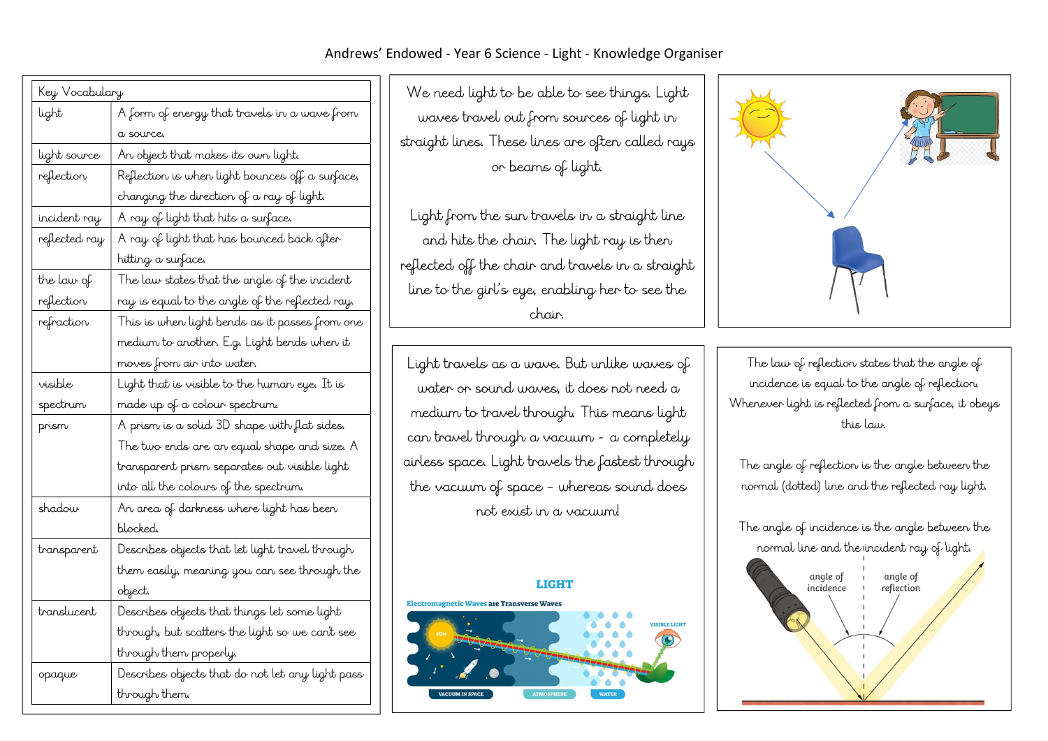# Andrews' Endowed - Year 6 Science - Light - Knowledge Organiser

| Key Vocabulary | |
|---|---|
| light | A form of energy that travels in a wave from a source. |
| light source | An object that makes its own light. |
| reflection | Reflection is when light bounces off a surface, changing the direction of a ray of light. |
| incident ray | A ray of light that hits a surface. |
| reflected ray | A ray of light that has bounced back after hitting a surface. |
| the law of reflection | The law states that the angle of the incident ray is equal to the angle of the reflected ray. |
| refraction | This is when light bends as it passes from one medium to another. E.g. Light bends when it moves from air into water. |
| visible spectrum | Light that is visible to the human eye. It is made up of a colour spectrum. |
| prism | A prism is a solid 3D shape with flat sides. The two ends are an equal shape and size. A transparent prism separates out visible light into all the colours of the spectrum. |
| shadow | An area of darkness where light has been blocked. |
| transparent | Describes objects that let light travel through them easily, meaning you can see through the object. |
| translucent | Describes objects that things let some light through, but scatters the light so we can't see through them properly. |
| opaque | Describes objects that do not let any light pass through them. |

We need light to be able to see things. Light waves travel out from sources of light in straight lines. These lines are often called rays or beams of light.

Light from the sun travels in a straight line and hits the chair. The light ray is then reflected off the chair and travels in a straight line to the girl's eye, enabling her to see the chair.

Light travels as a wave. But unlike waves of water or sound waves, it does not need a medium to travel through. This means light can travel through a vacuum - a completely airless space. Light travels the fastest through the vacuum of space – whereas sound does not exist in a vacuum!

The law of reflection states that the angle of incidence is equal to the angle of reflection. Whenever light is reflected from a surface, it obeys this law.

The angle of reflection is the angle between the normal (dotted) line and the reflected ray light.

The angle of incidence is the angle between the normal line and the incident ray of light.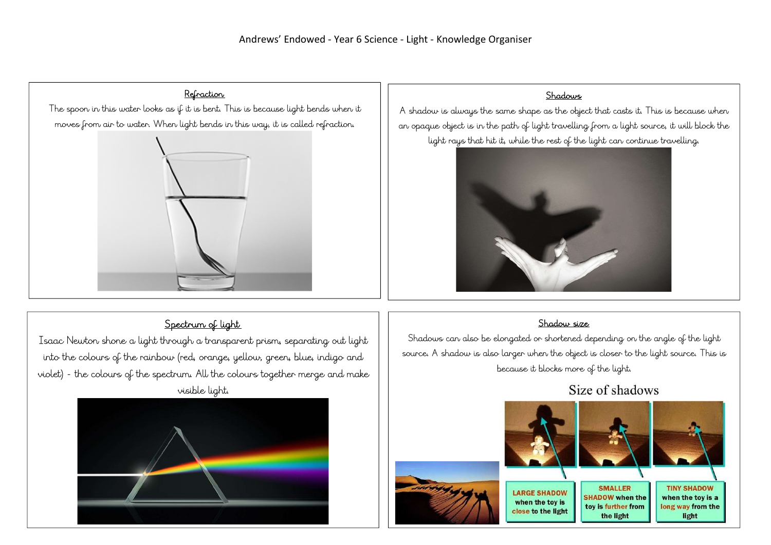# Andrews' Endowed - Year 6 Science - Light - Knowledge Organiser

## Refraction

The spoon in this water looks as if it is bent. This is because light bends when it moves from air to water. When light bends in this way, it is called refraction.

## Shadows

A shadow is always the same shape as the object that casts it. This is because when an opaque object is in the path of light travelling from a light source, it will block the light rays that hit it, while the rest of the light can continue travelling.

## Spectrum of light

Isaac Newton shone a light through a transparent prism, separating out light into the colours of the rainbow (red, orange, yellow, green, blue, indigo and violet) - the colours of the spectrum. All the colours together merge and make visible light.

## Shadow size

Shadows can also be elongated or shortened depending on the angle of the light source. A shadow is also larger when the object is closer to the light source. This is because it blocks more of the light.

Size of shadows

LARGE SHADOW when the toy is close to the light

SMALLER SHADOW when the toy is further from the light

TINY SHADOW when the toy is a long way from the light